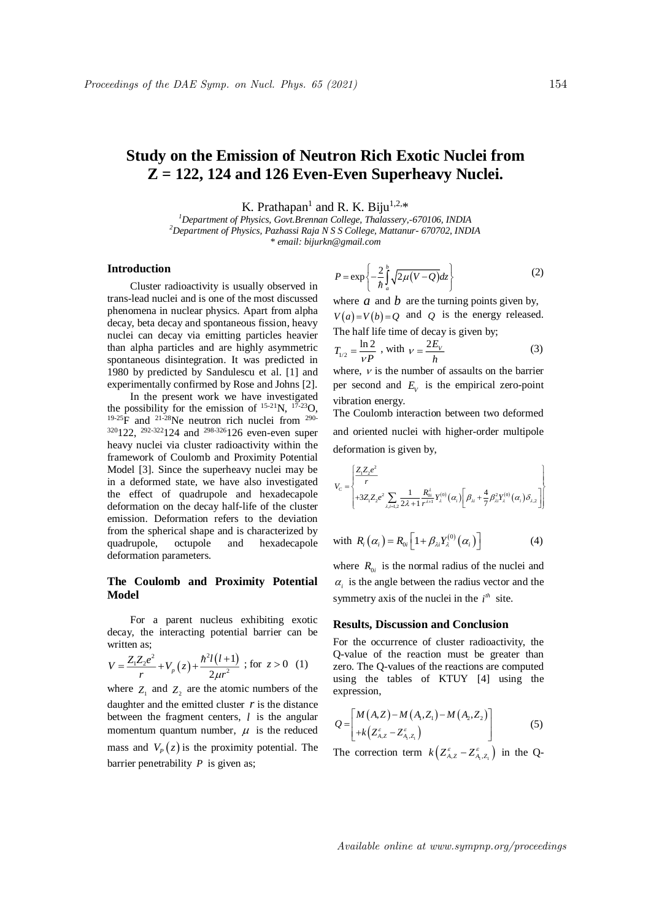// Study on the Emission of Neutron Rich Exotic Nuclei from Z = 122, 124 and 126 Even-Even Superheavy Nuclei.

# Study on the Emission of Neutron Rich Exotic Nuclei from Z = 122, 124 and 126 Even-Even Superheavy Nuclei.

K. Prathapan[1] and R. K. Biju[1,2,*]

[1]Department of Physics, Govt.Brennan College, Thalassery,-670106, INDIA
[2]Department of Physics, Pazhassi Raja N S S College, Mattanur- 670702, INDIA
* email: bijurkn@gmail.com

### Introduction

Cluster radioactivity is usually observed in trans-lead nuclei and is one of the most discussed phenomena in nuclear physics. Apart from alpha decay, beta decay and spontaneous fission, heavy nuclei can decay via emitting particles heavier than alpha particles and are highly asymmetric spontaneous disintegration. It was predicted in 1980 by predicted by Sandulescu et al. [1] and experimentally confirmed by Rose and Johns [2].

In the present work we have investigated the possibility for the emission of $^{15\text{-}21}$N, $^{17\text{-}23}$O, $^{19\text{-}25}$F and $^{21\text{-}28}$Ne neutron rich nuclei from $^{290\text{-}320}$122, $^{292\text{-}322}$124 and $^{298\text{-}326}$126 even-even super heavy nuclei via cluster radioactivity within the framework of Coulomb and Proximity Potential Model [3]. Since the superheavy nuclei may be in a deformed state, we have also investigated the effect of quadrupole and hexadecapole deformation on the decay half-life of the cluster emission. Deformation refers to the deviation from the spherical shape and is characterized by quadrupole, octupole and hexadecapole deformation parameters.

### The Coulomb and Proximity Potential Model

For a parent nucleus exhibiting exotic decay, the interacting potential barrier can be written as;

$$V = \frac{Z_1 Z_2 e^2}{r} + V_p(z) + \frac{\hbar^2 l(l+1)}{2\mu r^2} \text{ ; for } z > 0 \quad (1)$$

where $Z_1$ and $Z_2$ are the atomic numbers of the daughter and the emitted cluster $r$ is the distance between the fragment centers, $l$ is the angular momentum quantum number, $\mu$ is the reduced mass and $V_P(z)$ is the proximity potential. The barrier penetrability $P$ is given as;

$$P = \exp\left\{-\frac{2}{\hbar}\int_a^b \sqrt{2\mu(V-Q)}\,dz\right\} \quad (2)$$

where $a$ and $b$ are the turning points given by, $V(a)=V(b)=Q$ and $Q$ is the energy released. The half life time of decay is given by;

$$T_{1/2} = \frac{\ln 2}{\nu P} \text{ , with } \nu = \frac{2E_V}{h} \quad (3)$$

where, $\nu$ is the number of assaults on the barrier per second and $E_V$ is the empirical zero-point vibration energy.

The Coulomb interaction between two deformed and oriented nuclei with higher-order multipole deformation is given by,

$$V_C = \left\{ \begin{array}{l} \frac{Z_1 Z_2 e^2}{r} \\ +3Z_1 Z_2 e^2 \sum_{\lambda,i=1,2} \frac{1}{2\lambda+1} \frac{R_{0i}^{\lambda}}{r^{\lambda+1}} Y_{\lambda}^{(0)}(\alpha_i)\left[\beta_{\lambda i} + \frac{4}{7}\beta_{\lambda i}^2 Y_{\lambda}^{(0)}(\alpha_i)\delta_{\lambda,2}\right] \end{array} \right\}$$

$$\text{with } R_i(\alpha_i) = R_{0i}\left[1+\beta_{\lambda i} Y_{\lambda}^{(0)}(\alpha_i)\right] \quad (4)$$

where $R_{0i}$ is the normal radius of the nuclei and $\alpha_i$ is the angle between the radius vector and the symmetry axis of the nuclei in the $i^{th}$ site.

### Results, Discussion and Conclusion

For the occurrence of cluster radioactivity, the Q-value of the reaction must be greater than zero. The Q-values of the reactions are computed using the tables of KTUY [4] using the expression,

$$Q = \left[ \begin{array}{l} M(A,Z) - M(A_1,Z_1) - M(A_2,Z_2) \\ +k\left(Z_{A,Z}^{\varepsilon} - Z_{A_1,Z_1}^{\varepsilon}\right) \end{array} \right] \quad (5)$$

The correction term $k\left(Z_{A,Z}^{\varepsilon} - Z_{A_1,Z_1}^{\varepsilon}\right)$ in the Q-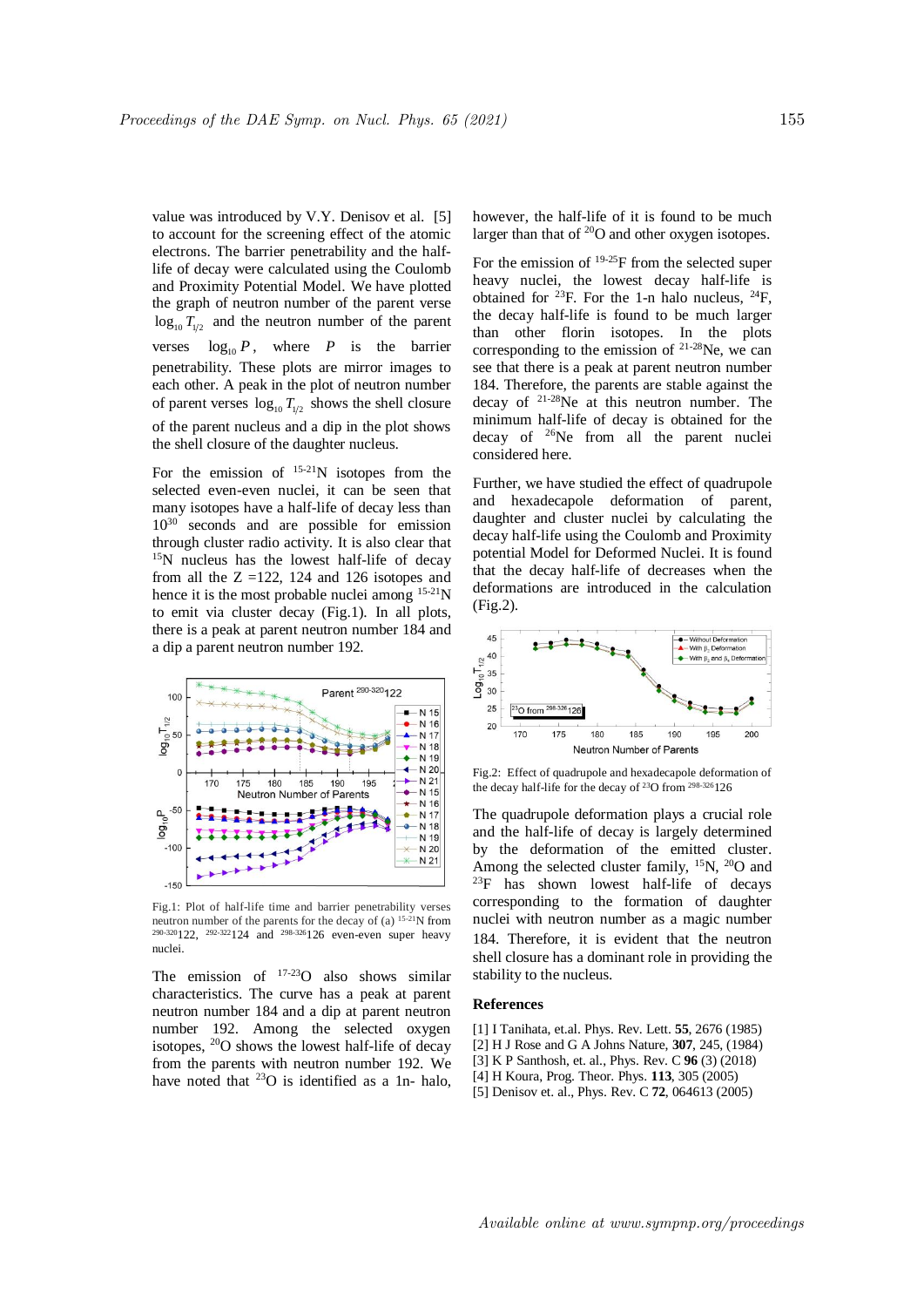value was introduced by V.Y. Denisov et al. [5] to account for the screening effect of the atomic electrons. The barrier penetrability and the half-life of decay were calculated using the Coulomb and Proximity Potential Model. We have plotted the graph of neutron number of the parent verse $\log_{10} T_{1/2}$ and the neutron number of the parent verses $\log_{10} P$, where $P$ is the barrier penetrability. These plots are mirror images to each other. A peak in the plot of neutron number of parent verses $\log_{10} T_{1/2}$ shows the shell closure of the parent nucleus and a dip in the plot shows the shell closure of the daughter nucleus.

For the emission of $^{15\text{-}21}$N isotopes from the selected even-even nuclei, it can be seen that many isotopes have a half-life of decay less than $10^{30}$ seconds and are possible for emission through cluster radio activity. It is also clear that $^{15}$N nucleus has the lowest half-life of decay from all the Z =122, 124 and 126 isotopes and hence it is the most probable nuclei among $^{15\text{-}21}$N to emit via cluster decay (Fig.1). In all plots, there is a peak at parent neutron number 184 and a dip a parent neutron number 192.

Parent $^{290\text{-}320}$122

$\log_{10}T_{1/2}$

$\log_{10}P$

Neutron Number of Parents

N 15, N 16, N 17, N 18, N 19, N 20, N 21

Fig.1: Plot of half-life time and barrier penetrability verses neutron number of the parents for the decay of (a) $^{15\text{-}21}$N from $^{290\text{-}320}$122, $^{292\text{-}322}$124 and $^{298\text{-}326}$126 even-even super heavy nuclei.

The emission of $^{17\text{-}23}$O also shows similar characteristics. The curve has a peak at parent neutron number 184 and a dip at parent neutron number 192. Among the selected oxygen isotopes, $^{20}$O shows the lowest half-life of decay from the parents with neutron number 192. We have noted that $^{23}$O is identified as a 1n- halo, however, the half-life of it is found to be much larger than that of $^{20}$O and other oxygen isotopes.

For the emission of $^{19\text{-}25}$F from the selected super heavy nuclei, the lowest decay half-life is obtained for $^{23}$F. For the 1-n halo nucleus, $^{24}$F, the decay half-life is found to be much larger than other florin isotopes. In the plots corresponding to the emission of $^{21\text{-}28}$Ne, we can see that there is a peak at parent neutron number 184. Therefore, the parents are stable against the decay of $^{21\text{-}28}$Ne at this neutron number. The minimum half-life of decay is obtained for the decay of $^{26}$Ne from all the parent nuclei considered here.

Further, we have studied the effect of quadrupole and hexadecapole deformation of parent, daughter and cluster nuclei by calculating the decay half-life using the Coulomb and Proximity potential Model for Deformed Nuclei. It is found that the decay half-life of decreases when the deformations are introduced in the calculation (Fig.2).

$^{23}$O from $^{298\text{-}326}$126

Without Deformation
With $\beta_2$ Deformation
With $\beta_2$ and $\beta_4$ Deformation

$\text{Log}_{10}T_{1/2}$

Neutron Number of Parents

Fig.2: Effect of quadrupole and hexadecapole deformation of the decay half-life for the decay of $^{23}$O from $^{298\text{-}326}$126

The quadrupole deformation plays a crucial role and the half-life of decay is largely determined by the deformation of the emitted cluster. Among the selected cluster family, $^{15}$N, $^{20}$O and $^{23}$F has shown lowest half-life of decays corresponding to the formation of daughter nuclei with neutron number as a magic number 184. Therefore, it is evident that the neutron shell closure has a dominant role in providing the stability to the nucleus.

## References

[1] I Tanihata, et.al. Phys. Rev. Lett. **55**, 2676 (1985)
[2] H J Rose and G A Johns Nature, **307**, 245, (1984)
[3] K P Santhosh, et. al., Phys. Rev. C **96** (3) (2018)
[4] H Koura, Prog. Theor. Phys. **113**, 305 (2005)
[5] Denisov et. al., Phys. Rev. C **72**, 064613 (2005)